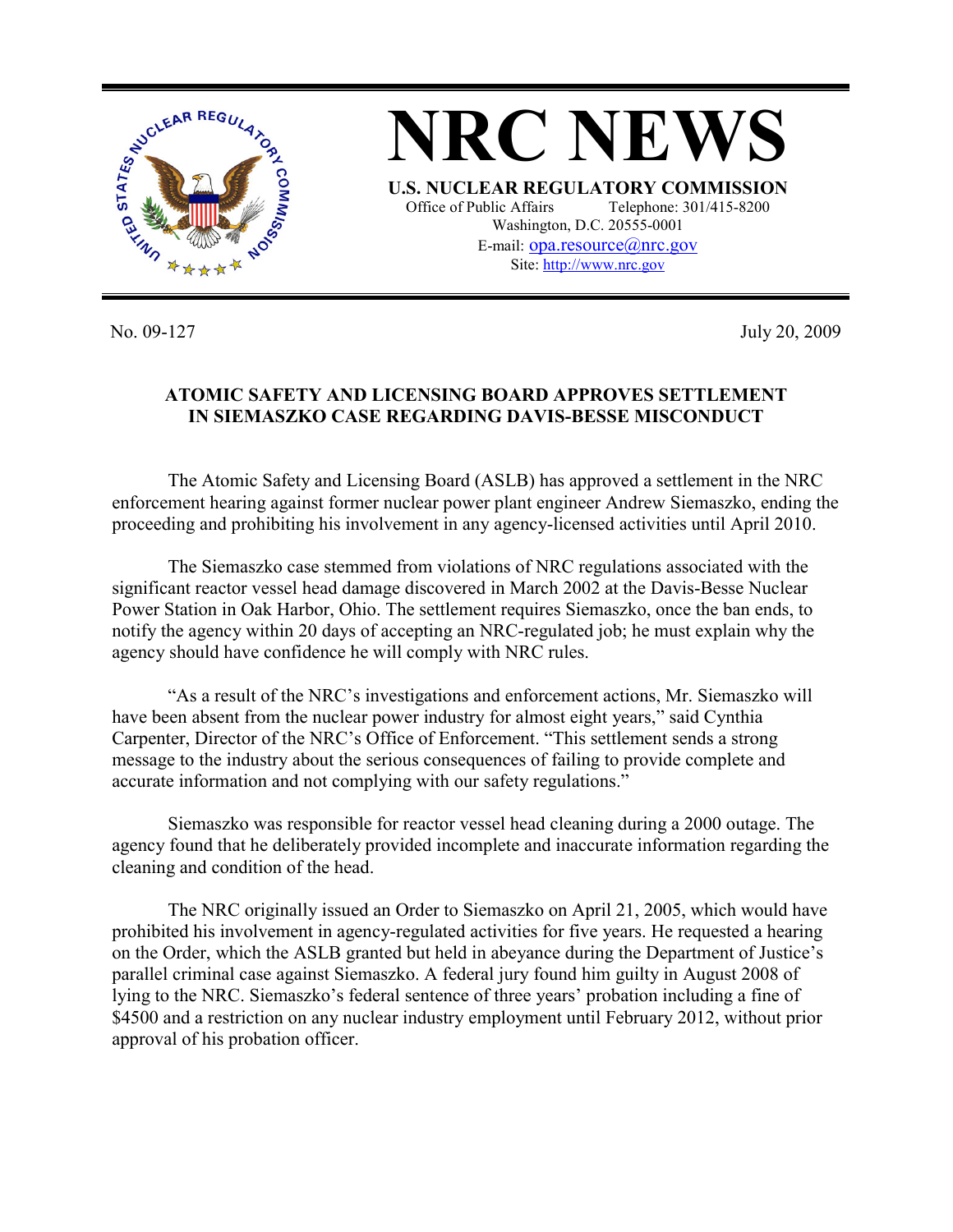# NRC NEWS

**U.S. NUCLEAR REGULATORY COMMISSION**

Office of Public Affairs Telephone: 301/415-8200
Washington, D.C. 20555-0001
E-mail: opa.resource@nrc.gov
Site: http://www.nrc.gov

No. 09-127 July 20, 2009

## ATOMIC SAFETY AND LICENSING BOARD APPROVES SETTLEMENT IN SIEMASZKO CASE REGARDING DAVIS-BESSE MISCONDUCT

The Atomic Safety and Licensing Board (ASLB) has approved a settlement in the NRC enforcement hearing against former nuclear power plant engineer Andrew Siemaszko, ending the proceeding and prohibiting his involvement in any agency-licensed activities until April 2010.

The Siemaszko case stemmed from violations of NRC regulations associated with the significant reactor vessel head damage discovered in March 2002 at the Davis-Besse Nuclear Power Station in Oak Harbor, Ohio. The settlement requires Siemaszko, once the ban ends, to notify the agency within 20 days of accepting an NRC-regulated job; he must explain why the agency should have confidence he will comply with NRC rules.

"As a result of the NRC's investigations and enforcement actions, Mr. Siemaszko will have been absent from the nuclear power industry for almost eight years," said Cynthia Carpenter, Director of the NRC's Office of Enforcement. "This settlement sends a strong message to the industry about the serious consequences of failing to provide complete and accurate information and not complying with our safety regulations."

Siemaszko was responsible for reactor vessel head cleaning during a 2000 outage. The agency found that he deliberately provided incomplete and inaccurate information regarding the cleaning and condition of the head.

The NRC originally issued an Order to Siemaszko on April 21, 2005, which would have prohibited his involvement in agency-regulated activities for five years. He requested a hearing on the Order, which the ASLB granted but held in abeyance during the Department of Justice's parallel criminal case against Siemaszko. A federal jury found him guilty in August 2008 of lying to the NRC. Siemaszko's federal sentence of three years' probation including a fine of $4500 and a restriction on any nuclear industry employment until February 2012, without prior approval of his probation officer.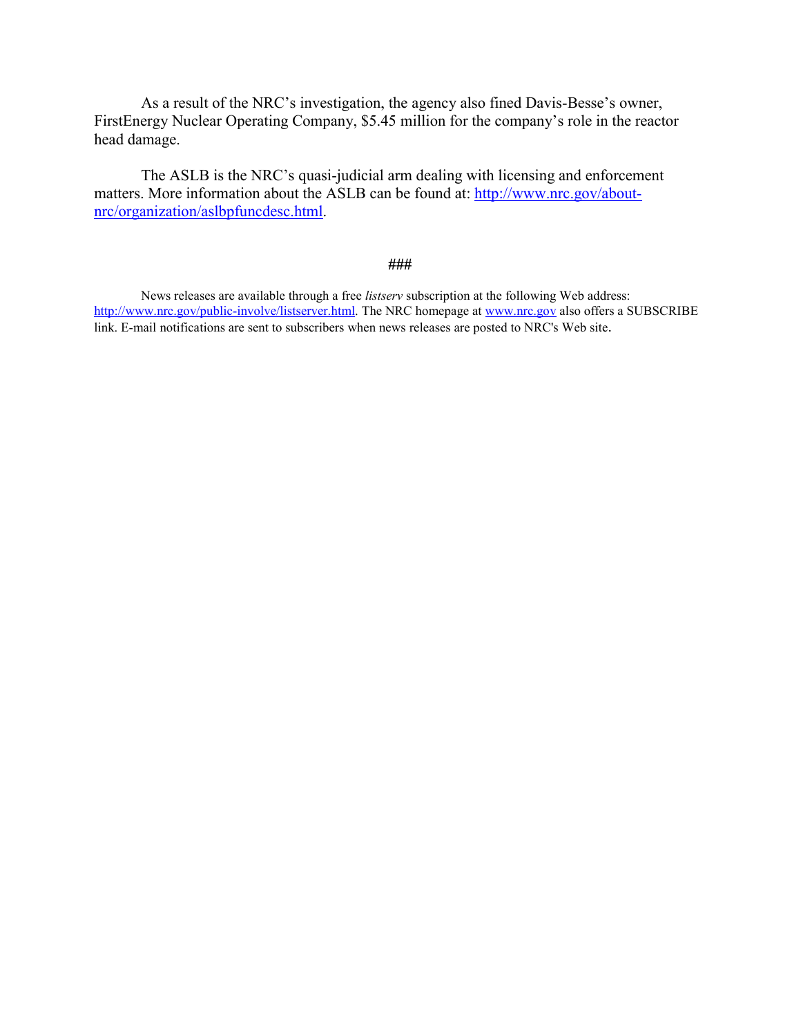As a result of the NRC's investigation, the agency also fined Davis-Besse's owner, FirstEnergy Nuclear Operating Company, $5.45 million for the company's role in the reactor head damage.

The ASLB is the NRC's quasi-judicial arm dealing with licensing and enforcement matters. More information about the ASLB can be found at: http://www.nrc.gov/about-nrc/organization/aslbpfuncdesc.html.

###

News releases are available through a free *listserv* subscription at the following Web address: http://www.nrc.gov/public-involve/listserver.html. The NRC homepage at www.nrc.gov also offers a SUBSCRIBE link. E-mail notifications are sent to subscribers when news releases are posted to NRC's Web site.